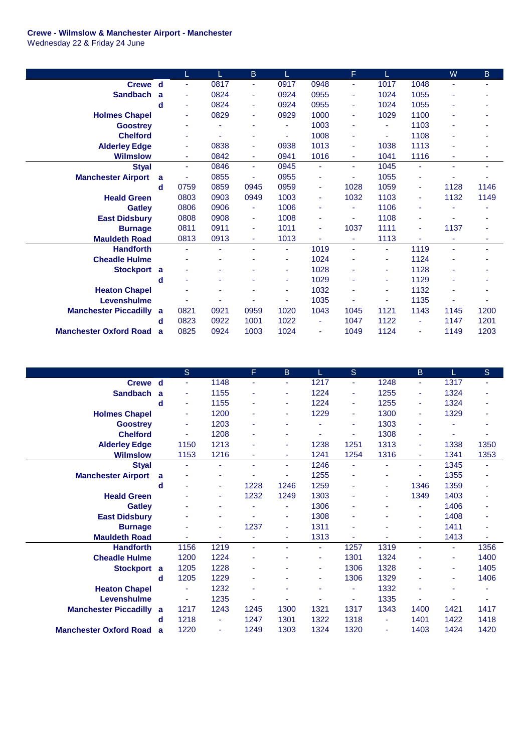**Crewe - Wilmslow & Manchester Airport - Manchester**
Wednesday 22 & Friday 24 June

| | | L | L | B | L | | F | L | | W | B |
|---|---|---|---|---|---|---|---|---|---|---|---|
| **Crewe** | **d** | - | 0817 | - | 0917 | 0948 | - | 1017 | 1048 | - | - |
| **Sandbach** | **a** | - | 0824 | - | 0924 | 0955 | - | 1024 | 1055 | - | - |
| | **d** | - | 0824 | - | 0924 | 0955 | - | 1024 | 1055 | - | - |
| **Holmes Chapel** | | - | 0829 | - | 0929 | 1000 | - | 1029 | 1100 | - | - |
| **Goostrey** | | - | - | - | - | 1003 | - | - | 1103 | - | - |
| **Chelford** | | - | - | - | - | 1008 | - | - | 1108 | - | - |
| **Alderley Edge** | | - | 0838 | - | 0938 | 1013 | - | 1038 | 1113 | - | - |
| **Wilmslow** | | - | 0842 | - | 0941 | 1016 | - | 1041 | 1116 | - | - |
| **Styal** | | - | 0846 | - | 0945 | - | - | 1045 | - | - | - |
| **Manchester Airport** | **a** | - | 0855 | - | 0955 | - | - | 1055 | - | - | - |
| | **d** | 0759 | 0859 | 0945 | 0959 | - | 1028 | 1059 | - | 1128 | 1146 |
| **Heald Green** | | 0803 | 0903 | 0949 | 1003 | - | 1032 | 1103 | - | 1132 | 1149 |
| **Gatley** | | 0806 | 0906 | - | 1006 | - | - | 1106 | - | - | - |
| **East Didsbury** | | 0808 | 0908 | - | 1008 | - | - | 1108 | - | - | - |
| **Burnage** | | 0811 | 0911 | - | 1011 | - | 1037 | 1111 | - | 1137 | - |
| **Mauldeth Road** | | 0813 | 0913 | - | 1013 | - | - | 1113 | - | - | - |
| **Handforth** | | - | - | - | - | 1019 | - | - | 1119 | - | - |
| **Cheadle Hulme** | | - | - | - | - | 1024 | - | - | 1124 | - | - |
| **Stockport** | **a** | - | - | - | - | 1028 | - | - | 1128 | - | - |
| | **d** | - | - | - | - | 1029 | - | - | 1129 | - | - |
| **Heaton Chapel** | | - | - | - | - | 1032 | - | - | 1132 | - | - |
| **Levenshulme** | | - | - | - | - | 1035 | - | - | 1135 | - | - |
| **Manchester Piccadilly** | **a** | 0821 | 0921 | 0959 | 1020 | 1043 | 1045 | 1121 | 1143 | 1145 | 1200 |
| | **d** | 0823 | 0922 | 1001 | 1022 | - | 1047 | 1122 | - | 1147 | 1201 |
| **Manchester Oxford Road** | **a** | 0825 | 0924 | 1003 | 1024 | - | 1049 | 1124 | - | 1149 | 1203 |

| | | S | | F | B | L | S | | B | L | S |
|---|---|---|---|---|---|---|---|---|---|---|---|
| **Crewe** | **d** | - | 1148 | - | - | 1217 | - | 1248 | - | 1317 | - |
| **Sandbach** | **a** | - | 1155 | - | - | 1224 | - | 1255 | - | 1324 | - |
| | **d** | - | 1155 | - | - | 1224 | - | 1255 | - | 1324 | - |
| **Holmes Chapel** | | - | 1200 | - | - | 1229 | - | 1300 | - | 1329 | - |
| **Goostrey** | | - | 1203 | - | - | - | - | 1303 | - | - | - |
| **Chelford** | | - | 1208 | - | - | - | - | 1308 | - | - | - |
| **Alderley Edge** | | 1150 | 1213 | - | - | 1238 | 1251 | 1313 | - | 1338 | 1350 |
| **Wilmslow** | | 1153 | 1216 | - | - | 1241 | 1254 | 1316 | - | 1341 | 1353 |
| **Styal** | | - | - | - | - | 1246 | - | - | - | 1345 | - |
| **Manchester Airport** | **a** | - | - | - | - | 1255 | - | - | - | 1355 | - |
| | **d** | - | - | 1228 | 1246 | 1259 | - | - | 1346 | 1359 | - |
| **Heald Green** | | - | - | 1232 | 1249 | 1303 | - | - | 1349 | 1403 | - |
| **Gatley** | | - | - | - | - | 1306 | - | - | - | 1406 | - |
| **East Didsbury** | | - | - | - | - | 1308 | - | - | - | 1408 | - |
| **Burnage** | | - | - | 1237 | - | 1311 | - | - | - | 1411 | - |
| **Mauldeth Road** | | - | - | - | - | 1313 | - | - | - | 1413 | - |
| **Handforth** | | 1156 | 1219 | - | - | - | 1257 | 1319 | - | - | 1356 |
| **Cheadle Hulme** | | 1200 | 1224 | - | - | - | 1301 | 1324 | - | - | 1400 |
| **Stockport** | **a** | 1205 | 1228 | - | - | - | 1306 | 1328 | - | - | 1405 |
| | **d** | 1205 | 1229 | - | - | - | 1306 | 1329 | - | - | 1406 |
| **Heaton Chapel** | | - | 1232 | - | - | - | - | 1332 | - | - | - |
| **Levenshulme** | | - | 1235 | - | - | - | - | 1335 | - | - | - |
| **Manchester Piccadilly** | **a** | 1217 | 1243 | 1245 | 1300 | 1321 | 1317 | 1343 | 1400 | 1421 | 1417 |
| | **d** | 1218 | - | 1247 | 1301 | 1322 | 1318 | - | 1401 | 1422 | 1418 |
| **Manchester Oxford Road** | **a** | 1220 | - | 1249 | 1303 | 1324 | 1320 | - | 1403 | 1424 | 1420 |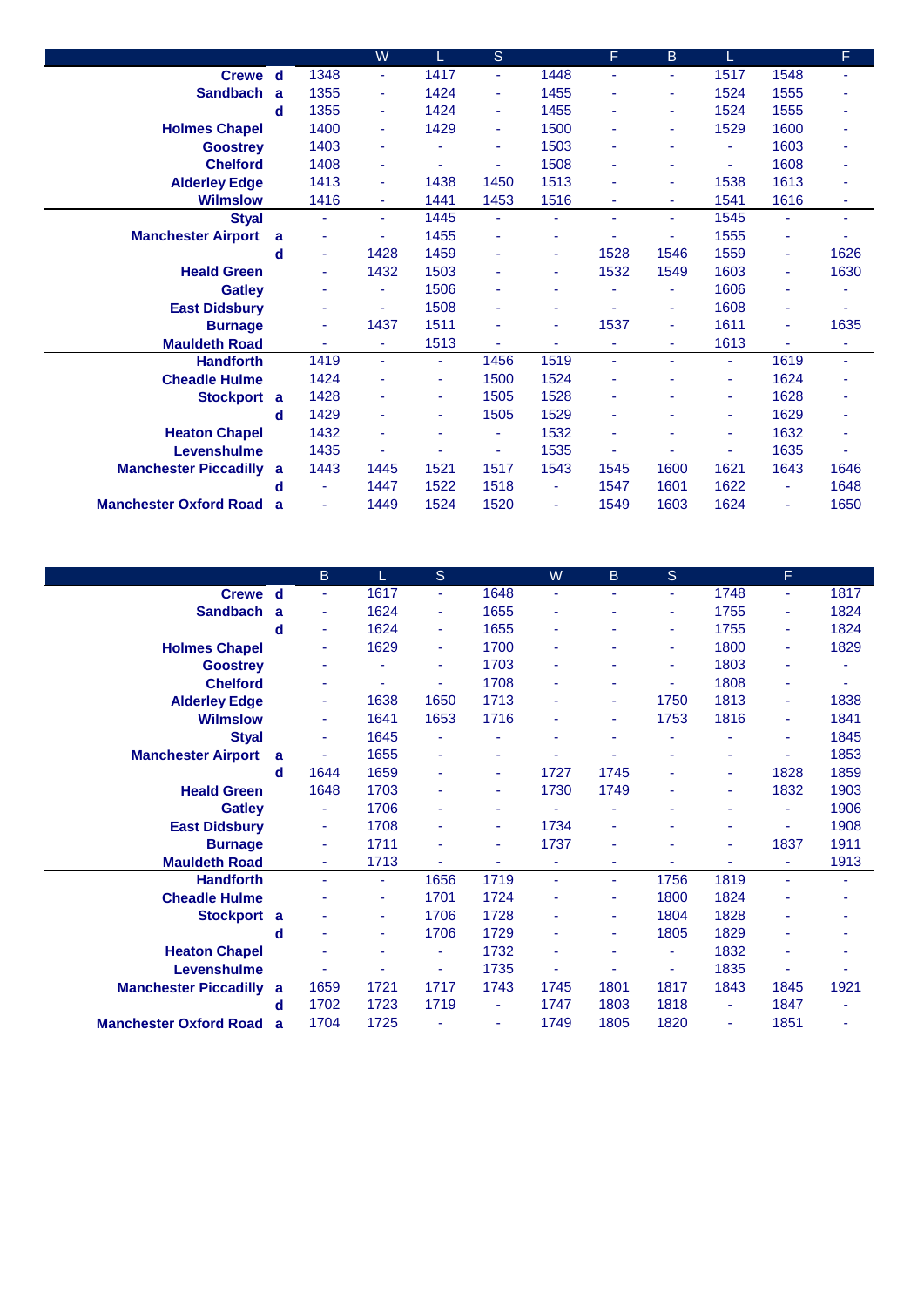| | | | W | L | S | | F | B | L | | F |
|---|---|---|---|---|---|---|---|---|---|---|---|
| **Crewe** | **d** | 1348 | - | 1417 | - | 1448 | - | - | 1517 | 1548 | - |
| **Sandbach** | **a** | 1355 | - | 1424 | - | 1455 | - | - | 1524 | 1555 | - |
| | **d** | 1355 | - | 1424 | - | 1455 | - | - | 1524 | 1555 | - |
| **Holmes Chapel** | | 1400 | - | 1429 | - | 1500 | - | - | 1529 | 1600 | - |
| **Goostrey** | | 1403 | - | - | - | 1503 | - | - | - | 1603 | - |
| **Chelford** | | 1408 | - | - | - | 1508 | - | - | - | 1608 | - |
| **Alderley Edge** | | 1413 | - | 1438 | 1450 | 1513 | - | - | 1538 | 1613 | - |
| **Wilmslow** | | 1416 | - | 1441 | 1453 | 1516 | - | - | 1541 | 1616 | - |
| **Styal** | | - | - | 1445 | - | - | - | - | 1545 | - | - |
| **Manchester Airport** | **a** | - | - | 1455 | - | - | - | - | 1555 | - | - |
| | **d** | - | 1428 | 1459 | - | - | 1528 | 1546 | 1559 | - | 1626 |
| **Heald Green** | | - | 1432 | 1503 | - | - | 1532 | 1549 | 1603 | - | 1630 |
| **Gatley** | | - | - | 1506 | - | - | - | - | 1606 | - | - |
| **East Didsbury** | | - | - | 1508 | - | - | - | - | 1608 | - | - |
| **Burnage** | | - | 1437 | 1511 | - | - | 1537 | - | 1611 | - | 1635 |
| **Mauldeth Road** | | - | - | 1513 | - | - | - | - | 1613 | - | - |
| **Handforth** | | 1419 | - | - | 1456 | 1519 | - | - | - | 1619 | - |
| **Cheadle Hulme** | | 1424 | - | - | 1500 | 1524 | - | - | - | 1624 | - |
| **Stockport** | **a** | 1428 | - | - | 1505 | 1528 | - | - | - | 1628 | - |
| | **d** | 1429 | - | - | 1505 | 1529 | - | - | - | 1629 | - |
| **Heaton Chapel** | | 1432 | - | - | - | 1532 | - | - | - | 1632 | - |
| **Levenshulme** | | 1435 | - | - | - | 1535 | - | - | - | 1635 | - |
| **Manchester Piccadilly** | **a** | 1443 | 1445 | 1521 | 1517 | 1543 | 1545 | 1600 | 1621 | 1643 | 1646 |
| | **d** | - | 1447 | 1522 | 1518 | - | 1547 | 1601 | 1622 | - | 1648 |
| **Manchester Oxford Road** | **a** | - | 1449 | 1524 | 1520 | - | 1549 | 1603 | 1624 | - | 1650 |

| | | B | L | S | | W | B | S | | F | |
|---|---|---|---|---|---|---|---|---|---|---|---|
| **Crewe** | **d** | - | 1617 | - | 1648 | - | - | - | 1748 | - | 1817 |
| **Sandbach** | **a** | - | 1624 | - | 1655 | - | - | - | 1755 | - | 1824 |
| | **d** | - | 1624 | - | 1655 | - | - | - | 1755 | - | 1824 |
| **Holmes Chapel** | | - | 1629 | - | 1700 | - | - | - | 1800 | - | 1829 |
| **Goostrey** | | - | - | - | 1703 | - | - | - | 1803 | - | - |
| **Chelford** | | - | - | - | 1708 | - | - | - | 1808 | - | - |
| **Alderley Edge** | | - | 1638 | 1650 | 1713 | - | - | 1750 | 1813 | - | 1838 |
| **Wilmslow** | | - | 1641 | 1653 | 1716 | - | - | 1753 | 1816 | - | 1841 |
| **Styal** | | - | 1645 | - | - | - | - | - | - | - | 1845 |
| **Manchester Airport** | **a** | - | 1655 | - | - | - | - | - | - | - | 1853 |
| | **d** | 1644 | 1659 | - | - | 1727 | 1745 | - | - | 1828 | 1859 |
| **Heald Green** | | 1648 | 1703 | - | - | 1730 | 1749 | - | - | 1832 | 1903 |
| **Gatley** | | - | 1706 | - | - | - | - | - | - | - | 1906 |
| **East Didsbury** | | - | 1708 | - | - | 1734 | - | - | - | - | 1908 |
| **Burnage** | | - | 1711 | - | - | 1737 | - | - | - | 1837 | 1911 |
| **Mauldeth Road** | | - | 1713 | - | - | - | - | - | - | - | 1913 |
| **Handforth** | | - | - | 1656 | 1719 | - | - | 1756 | 1819 | - | - |
| **Cheadle Hulme** | | - | - | 1701 | 1724 | - | - | 1800 | 1824 | - | - |
| **Stockport** | **a** | - | - | 1706 | 1728 | - | - | 1804 | 1828 | - | - |
| | **d** | - | - | 1706 | 1729 | - | - | 1805 | 1829 | - | - |
| **Heaton Chapel** | | - | - | - | 1732 | - | - | - | 1832 | - | - |
| **Levenshulme** | | - | - | - | 1735 | - | - | - | 1835 | - | - |
| **Manchester Piccadilly** | **a** | 1659 | 1721 | 1717 | 1743 | 1745 | 1801 | 1817 | 1843 | 1845 | 1921 |
| | **d** | 1702 | 1723 | 1719 | - | 1747 | 1803 | 1818 | - | 1847 | - |
| **Manchester Oxford Road** | **a** | 1704 | 1725 | - | - | 1749 | 1805 | 1820 | - | 1851 | - |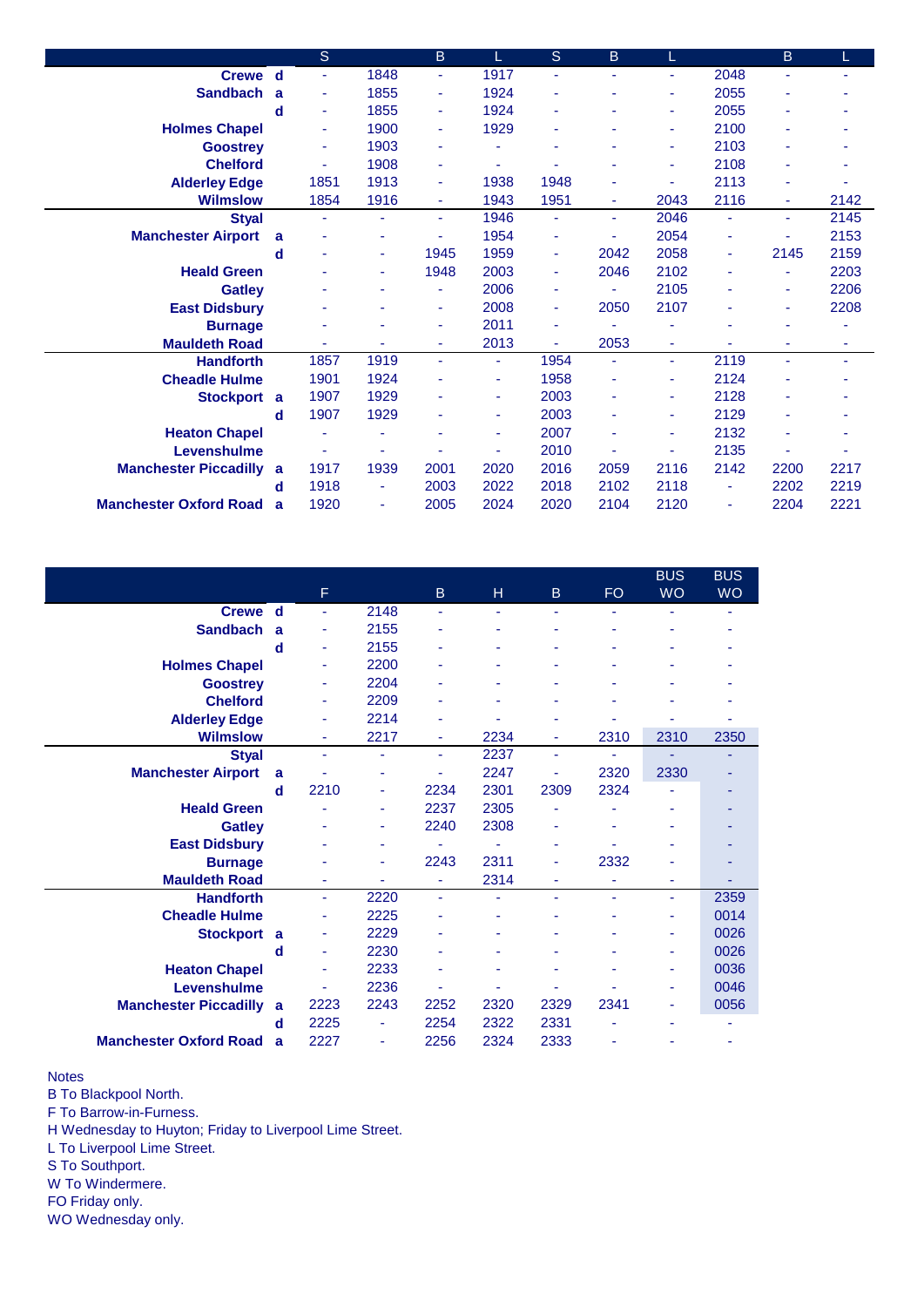| | | S | | B | L | S | B | L | | B | L |
|---|---|---|---|---|---|---|---|---|---|---|---|
| **Crewe** | **d** | - | 1848 | - | 1917 | - | - | - | 2048 | - | - |
| **Sandbach** | **a** | - | 1855 | - | 1924 | - | - | - | 2055 | - | - |
| | **d** | - | 1855 | - | 1924 | - | - | - | 2055 | - | - |
| **Holmes Chapel** | | - | 1900 | - | 1929 | - | - | - | 2100 | - | - |
| **Goostrey** | | - | 1903 | - | - | - | - | - | 2103 | - | - |
| **Chelford** | | - | 1908 | - | - | - | - | - | 2108 | - | - |
| **Alderley Edge** | | 1851 | 1913 | - | 1938 | 1948 | - | - | 2113 | - | - |
| **Wilmslow** | | 1854 | 1916 | - | 1943 | 1951 | - | 2043 | 2116 | - | 2142 |
| **Styal** | | - | - | - | 1946 | - | - | 2046 | - | - | 2145 |
| **Manchester Airport** | **a** | - | - | - | 1954 | - | - | 2054 | - | - | 2153 |
| | **d** | - | - | 1945 | 1959 | - | 2042 | 2058 | - | 2145 | 2159 |
| **Heald Green** | | - | - | 1948 | 2003 | - | 2046 | 2102 | - | - | 2203 |
| **Gatley** | | - | - | - | 2006 | - | - | 2105 | - | - | 2206 |
| **East Didsbury** | | - | - | - | 2008 | - | 2050 | 2107 | - | - | 2208 |
| **Burnage** | | - | - | - | 2011 | - | - | - | - | - | - |
| **Mauldeth Road** | | - | - | - | 2013 | - | 2053 | - | - | - | - |
| **Handforth** | | 1857 | 1919 | - | - | 1954 | - | - | 2119 | - | - |
| **Cheadle Hulme** | | 1901 | 1924 | - | - | 1958 | - | - | 2124 | - | - |
| **Stockport** | **a** | 1907 | 1929 | - | - | 2003 | - | - | 2128 | - | - |
| | **d** | 1907 | 1929 | - | - | 2003 | - | - | 2129 | - | - |
| **Heaton Chapel** | | - | - | - | - | 2007 | - | - | 2132 | - | - |
| **Levenshulme** | | - | - | - | - | 2010 | - | - | 2135 | - | - |
| **Manchester Piccadilly** | **a** | 1917 | 1939 | 2001 | 2020 | 2016 | 2059 | 2116 | 2142 | 2200 | 2217 |
| | **d** | 1918 | - | 2003 | 2022 | 2018 | 2102 | 2118 | - | 2202 | 2219 |
| **Manchester Oxford Road** | **a** | 1920 | - | 2005 | 2024 | 2020 | 2104 | 2120 | - | 2204 | 2221 |

| | | F | | B | H | B | FO | BUS WO | BUS WO |
|---|---|---|---|---|---|---|---|---|---|
| **Crewe** | **d** | - | 2148 | - | - | - | - | - | - |
| **Sandbach** | **a** | - | 2155 | - | - | - | - | - | - |
| | **d** | - | 2155 | - | - | - | - | - | - |
| **Holmes Chapel** | | - | 2200 | - | - | - | - | - | - |
| **Goostrey** | | - | 2204 | - | - | - | - | - | - |
| **Chelford** | | - | 2209 | - | - | - | - | - | - |
| **Alderley Edge** | | - | 2214 | - | - | - | - | - | - |
| **Wilmslow** | | - | 2217 | - | 2234 | - | 2310 | 2310 | 2350 |
| **Styal** | | - | - | - | 2237 | - | - | - | - |
| **Manchester Airport** | **a** | - | - | - | 2247 | - | 2320 | 2330 | - |
| | **d** | 2210 | - | 2234 | 2301 | 2309 | 2324 | - | - |
| **Heald Green** | | - | - | 2237 | 2305 | - | - | - | - |
| **Gatley** | | - | - | 2240 | 2308 | - | - | - | - |
| **East Didsbury** | | - | - | - | - | - | - | - | - |
| **Burnage** | | - | - | 2243 | 2311 | - | 2332 | - | - |
| **Mauldeth Road** | | - | - | - | 2314 | - | - | - | - |
| **Handforth** | | - | 2220 | - | - | - | - | - | 2359 |
| **Cheadle Hulme** | | - | 2225 | - | - | - | - | - | 0014 |
| **Stockport** | **a** | - | 2229 | - | - | - | - | - | 0026 |
| | **d** | - | 2230 | - | - | - | - | - | 0026 |
| **Heaton Chapel** | | - | 2233 | - | - | - | - | - | 0036 |
| **Levenshulme** | | - | 2236 | - | - | - | - | - | 0046 |
| **Manchester Piccadilly** | **a** | 2223 | 2243 | 2252 | 2320 | 2329 | 2341 | - | 0056 |
| | **d** | 2225 | - | 2254 | 2322 | 2331 | - | - | - |
| **Manchester Oxford Road** | **a** | 2227 | - | 2256 | 2324 | 2333 | - | - | - |

Notes
B To Blackpool North.
F To Barrow-in-Furness.
H Wednesday to Huyton; Friday to Liverpool Lime Street.
L To Liverpool Lime Street.
S To Southport.
W To Windermere.
FO Friday only.
WO Wednesday only.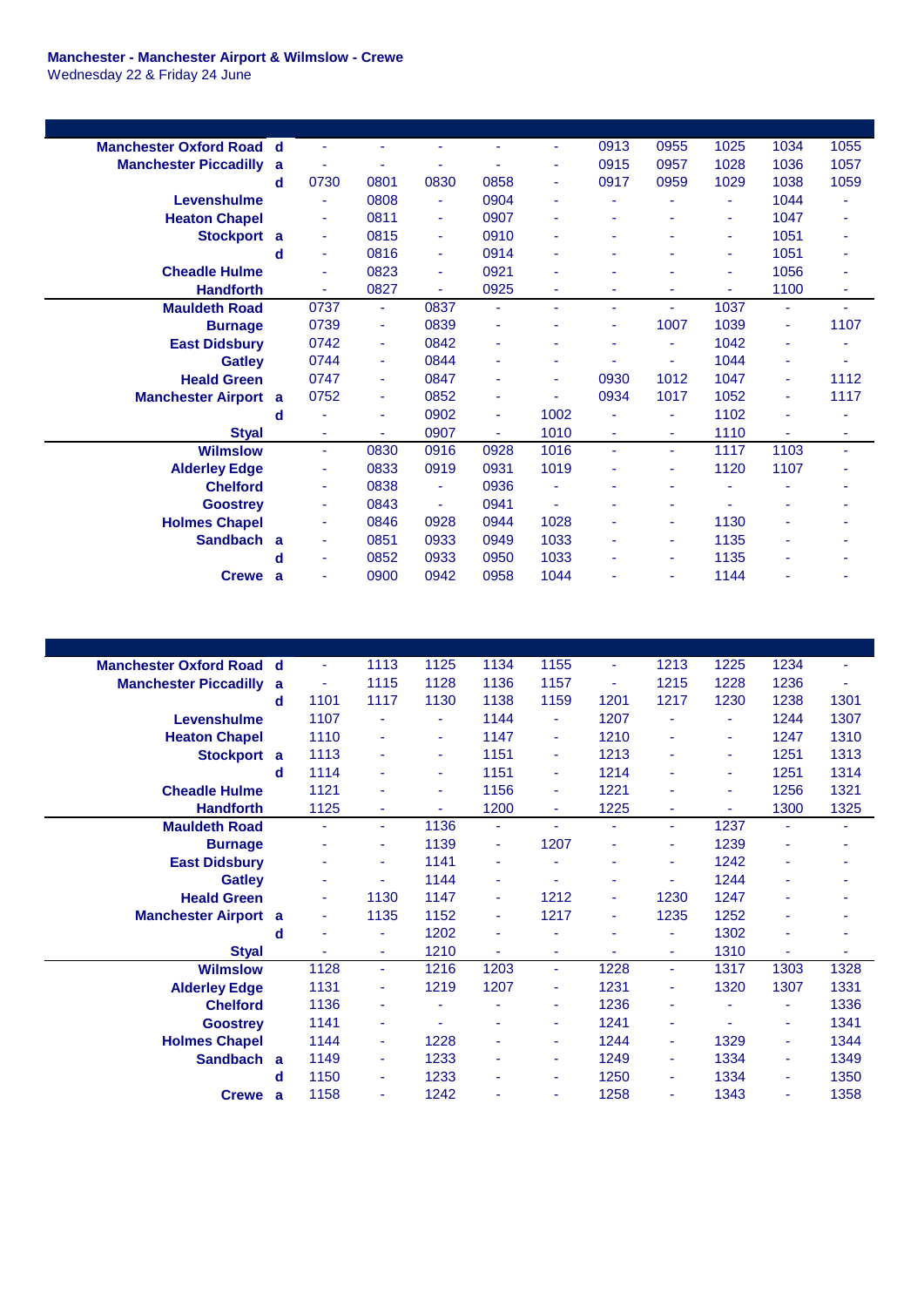**Manchester - Manchester Airport & Wilmslow - Crewe**
Wednesday 22 & Friday 24 June

| Station | | | | | | | | | | | |
|---|---|---|---|---|---|---|---|---|---|---|---|
| Manchester Oxford Road | d | - | - | - | - | - | 0913 | 0955 | 1025 | 1034 | 1055 |
| Manchester Piccadilly | a | - | - | - | - | - | 0915 | 0957 | 1028 | 1036 | 1057 |
| | d | 0730 | 0801 | 0830 | 0858 | - | 0917 | 0959 | 1029 | 1038 | 1059 |
| Levenshulme | | - | 0808 | - | 0904 | - | - | - | - | 1044 | - |
| Heaton Chapel | | - | 0811 | - | 0907 | - | - | - | - | 1047 | - |
| Stockport | a | - | 0815 | - | 0910 | - | - | - | - | 1051 | - |
| | d | - | 0816 | - | 0914 | - | - | - | - | 1051 | - |
| Cheadle Hulme | | - | 0823 | - | 0921 | - | - | - | - | 1056 | - |
| Handforth | | - | 0827 | - | 0925 | - | - | - | - | 1100 | - |
| Mauldeth Road | | 0737 | - | 0837 | - | - | - | - | 1037 | - | - |
| Burnage | | 0739 | - | 0839 | - | - | - | 1007 | 1039 | - | 1107 |
| East Didsbury | | 0742 | - | 0842 | - | - | - | - | 1042 | - | - |
| Gatley | | 0744 | - | 0844 | - | - | - | - | 1044 | - | - |
| Heald Green | | 0747 | - | 0847 | - | - | 0930 | 1012 | 1047 | - | 1112 |
| Manchester Airport | a | 0752 | - | 0852 | - | - | 0934 | 1017 | 1052 | - | 1117 |
| | d | - | - | 0902 | - | 1002 | - | - | 1102 | - | - |
| Styal | | - | - | 0907 | - | 1010 | - | - | 1110 | - | - |
| Wilmslow | | - | 0830 | 0916 | 0928 | 1016 | - | - | 1117 | 1103 | - |
| Alderley Edge | | - | 0833 | 0919 | 0931 | 1019 | - | - | 1120 | 1107 | - |
| Chelford | | - | 0838 | - | 0936 | - | - | - | - | - | - |
| Goostrey | | - | 0843 | - | 0941 | - | - | - | - | - | - |
| Holmes Chapel | | - | 0846 | 0928 | 0944 | 1028 | - | - | 1130 | - | - |
| Sandbach | a | - | 0851 | 0933 | 0949 | 1033 | - | - | 1135 | - | - |
| | d | - | 0852 | 0933 | 0950 | 1033 | - | - | 1135 | - | - |
| Crewe | a | - | 0900 | 0942 | 0958 | 1044 | - | - | 1144 | - | - |

| Station | | | | | | | | | | | |
|---|---|---|---|---|---|---|---|---|---|---|---|
| Manchester Oxford Road | d | - | 1113 | 1125 | 1134 | 1155 | - | 1213 | 1225 | 1234 | - |
| Manchester Piccadilly | a | - | 1115 | 1128 | 1136 | 1157 | - | 1215 | 1228 | 1236 | - |
| | d | 1101 | 1117 | 1130 | 1138 | 1159 | 1201 | 1217 | 1230 | 1238 | 1301 |
| Levenshulme | | 1107 | - | - | 1144 | - | 1207 | - | - | 1244 | 1307 |
| Heaton Chapel | | 1110 | - | - | 1147 | - | 1210 | - | - | 1247 | 1310 |
| Stockport | a | 1113 | - | - | 1151 | - | 1213 | - | - | 1251 | 1313 |
| | d | 1114 | - | - | 1151 | - | 1214 | - | - | 1251 | 1314 |
| Cheadle Hulme | | 1121 | - | - | 1156 | - | 1221 | - | - | 1256 | 1321 |
| Handforth | | 1125 | - | - | 1200 | - | 1225 | - | - | 1300 | 1325 |
| Mauldeth Road | | - | - | 1136 | - | - | - | - | 1237 | - | - |
| Burnage | | - | - | 1139 | - | 1207 | - | - | 1239 | - | - |
| East Didsbury | | - | - | 1141 | - | - | - | - | 1242 | - | - |
| Gatley | | - | - | 1144 | - | - | - | - | 1244 | - | - |
| Heald Green | | - | 1130 | 1147 | - | 1212 | - | 1230 | 1247 | - | - |
| Manchester Airport | a | - | 1135 | 1152 | - | 1217 | - | 1235 | 1252 | - | - |
| | d | - | - | 1202 | - | - | - | - | 1302 | - | - |
| Styal | | - | - | 1210 | - | - | - | - | 1310 | - | - |
| Wilmslow | | 1128 | - | 1216 | 1203 | - | 1228 | - | 1317 | 1303 | 1328 |
| Alderley Edge | | 1131 | - | 1219 | 1207 | - | 1231 | - | 1320 | 1307 | 1331 |
| Chelford | | 1136 | - | - | - | - | 1236 | - | - | - | 1336 |
| Goostrey | | 1141 | - | - | - | - | 1241 | - | - | - | 1341 |
| Holmes Chapel | | 1144 | - | 1228 | - | - | 1244 | - | 1329 | - | 1344 |
| Sandbach | a | 1149 | - | 1233 | - | - | 1249 | - | 1334 | - | 1349 |
| | d | 1150 | - | 1233 | - | - | 1250 | - | 1334 | - | 1350 |
| Crewe | a | 1158 | - | 1242 | - | - | 1258 | - | 1343 | - | 1358 |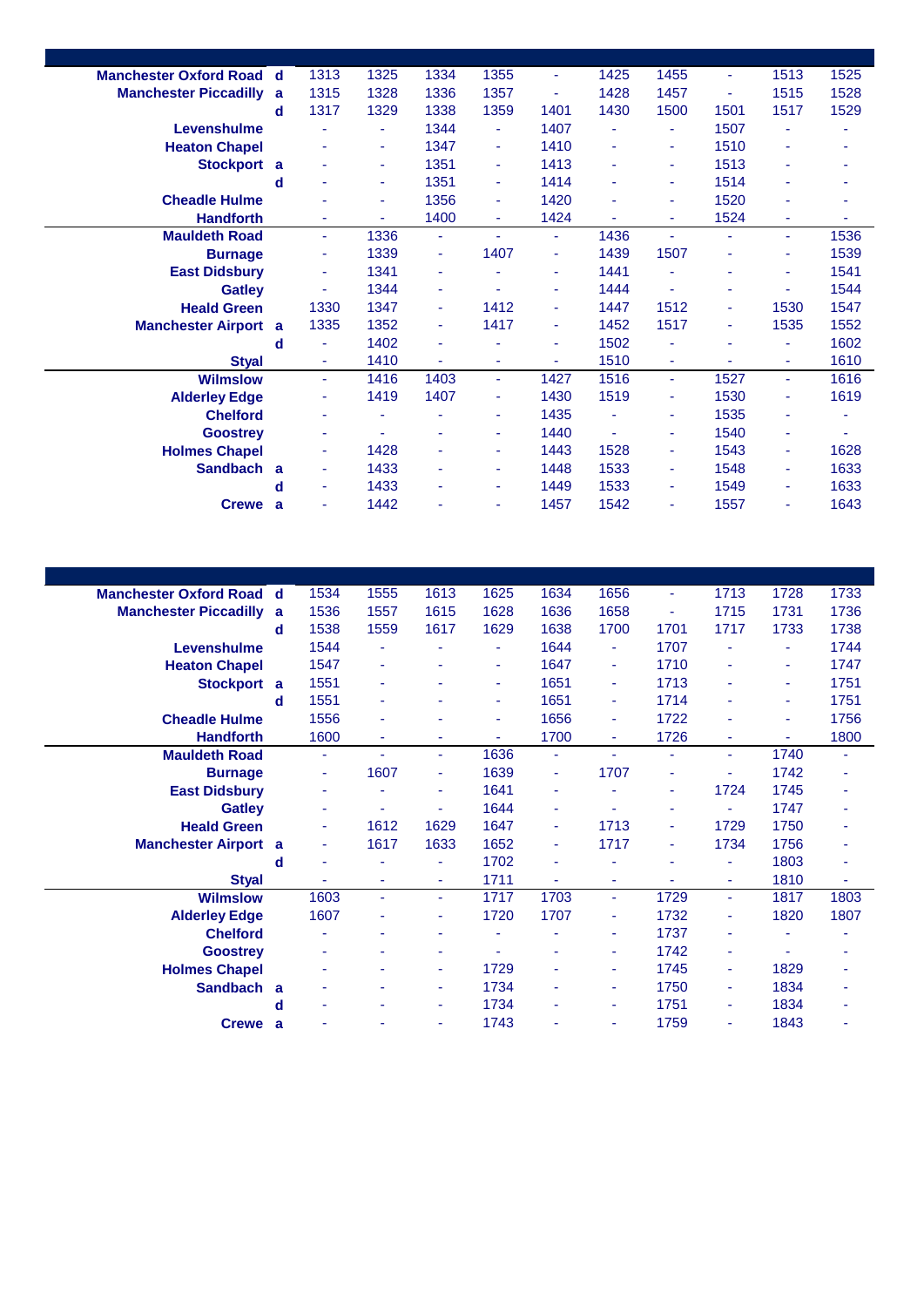| | | | | | | | | | | | |
|---|---|---|---|---|---|---|---|---|---|---|---|
| **Manchester Oxford Road** | **d** | 1313 | 1325 | 1334 | 1355 | - | 1425 | 1455 | - | 1513 | 1525 |
| **Manchester Piccadilly** | **a** | 1315 | 1328 | 1336 | 1357 | - | 1428 | 1457 | - | 1515 | 1528 |
| | **d** | 1317 | 1329 | 1338 | 1359 | 1401 | 1430 | 1500 | 1501 | 1517 | 1529 |
| **Levenshulme** | | - | - | 1344 | - | 1407 | - | - | 1507 | - | - |
| **Heaton Chapel** | | - | - | 1347 | - | 1410 | - | - | 1510 | - | - |
| **Stockport** | **a** | - | - | 1351 | - | 1413 | - | - | 1513 | - | - |
| | **d** | - | - | 1351 | - | 1414 | - | - | 1514 | - | - |
| **Cheadle Hulme** | | - | - | 1356 | - | 1420 | - | - | 1520 | - | - |
| **Handforth** | | - | - | 1400 | - | 1424 | - | - | 1524 | - | - |
| **Mauldeth Road** | | - | 1336 | - | - | - | 1436 | - | - | - | 1536 |
| **Burnage** | | - | 1339 | - | 1407 | - | 1439 | 1507 | - | - | 1539 |
| **East Didsbury** | | - | 1341 | - | - | - | 1441 | - | - | - | 1541 |
| **Gatley** | | - | 1344 | - | - | - | 1444 | - | - | - | 1544 |
| **Heald Green** | | 1330 | 1347 | - | 1412 | - | 1447 | 1512 | - | 1530 | 1547 |
| **Manchester Airport** | **a** | 1335 | 1352 | - | 1417 | - | 1452 | 1517 | - | 1535 | 1552 |
| | **d** | - | 1402 | - | - | - | 1502 | - | - | - | 1602 |
| **Styal** | | - | 1410 | - | - | - | 1510 | - | - | - | 1610 |
| **Wilmslow** | | - | 1416 | 1403 | - | 1427 | 1516 | - | 1527 | - | 1616 |
| **Alderley Edge** | | - | 1419 | 1407 | - | 1430 | 1519 | - | 1530 | - | 1619 |
| **Chelford** | | - | - | - | - | 1435 | - | - | 1535 | - | - |
| **Goostrey** | | - | - | - | - | 1440 | - | - | 1540 | - | - |
| **Holmes Chapel** | | - | 1428 | - | - | 1443 | 1528 | - | 1543 | - | 1628 |
| **Sandbach** | **a** | - | 1433 | - | - | 1448 | 1533 | - | 1548 | - | 1633 |
| | **d** | - | 1433 | - | - | 1449 | 1533 | - | 1549 | - | 1633 |
| **Crewe** | **a** | - | 1442 | - | - | 1457 | 1542 | - | 1557 | - | 1643 |

| | | | | | | | | | | | |
|---|---|---|---|---|---|---|---|---|---|---|---|
| **Manchester Oxford Road** | **d** | 1534 | 1555 | 1613 | 1625 | 1634 | 1656 | - | 1713 | 1728 | 1733 |
| **Manchester Piccadilly** | **a** | 1536 | 1557 | 1615 | 1628 | 1636 | 1658 | - | 1715 | 1731 | 1736 |
| | **d** | 1538 | 1559 | 1617 | 1629 | 1638 | 1700 | 1701 | 1717 | 1733 | 1738 |
| **Levenshulme** | | 1544 | - | - | - | 1644 | - | 1707 | - | - | 1744 |
| **Heaton Chapel** | | 1547 | - | - | - | 1647 | - | 1710 | - | - | 1747 |
| **Stockport** | **a** | 1551 | - | - | - | 1651 | - | 1713 | - | - | 1751 |
| | **d** | 1551 | - | - | - | 1651 | - | 1714 | - | - | 1751 |
| **Cheadle Hulme** | | 1556 | - | - | - | 1656 | - | 1722 | - | - | 1756 |
| **Handforth** | | 1600 | - | - | - | 1700 | - | 1726 | - | - | 1800 |
| **Mauldeth Road** | | - | - | - | 1636 | - | - | - | - | 1740 | - |
| **Burnage** | | - | 1607 | - | 1639 | - | 1707 | - | - | 1742 | - |
| **East Didsbury** | | - | - | - | 1641 | - | - | - | 1724 | 1745 | - |
| **Gatley** | | - | - | - | 1644 | - | - | - | - | 1747 | - |
| **Heald Green** | | - | 1612 | 1629 | 1647 | - | 1713 | - | 1729 | 1750 | - |
| **Manchester Airport** | **a** | - | 1617 | 1633 | 1652 | - | 1717 | - | 1734 | 1756 | - |
| | **d** | - | - | - | 1702 | - | - | - | - | 1803 | - |
| **Styal** | | - | - | - | 1711 | - | - | - | - | 1810 | - |
| **Wilmslow** | | 1603 | - | - | 1717 | 1703 | - | 1729 | - | 1817 | 1803 |
| **Alderley Edge** | | 1607 | - | - | 1720 | 1707 | - | 1732 | - | 1820 | 1807 |
| **Chelford** | | - | - | - | - | - | - | 1737 | - | - | - |
| **Goostrey** | | - | - | - | - | - | - | 1742 | - | - | - |
| **Holmes Chapel** | | - | - | - | 1729 | - | - | 1745 | - | 1829 | - |
| **Sandbach** | **a** | - | - | - | 1734 | - | - | 1750 | - | 1834 | - |
| | **d** | - | - | - | 1734 | - | - | 1751 | - | 1834 | - |
| **Crewe** | **a** | - | - | - | 1743 | - | - | 1759 | - | 1843 | - |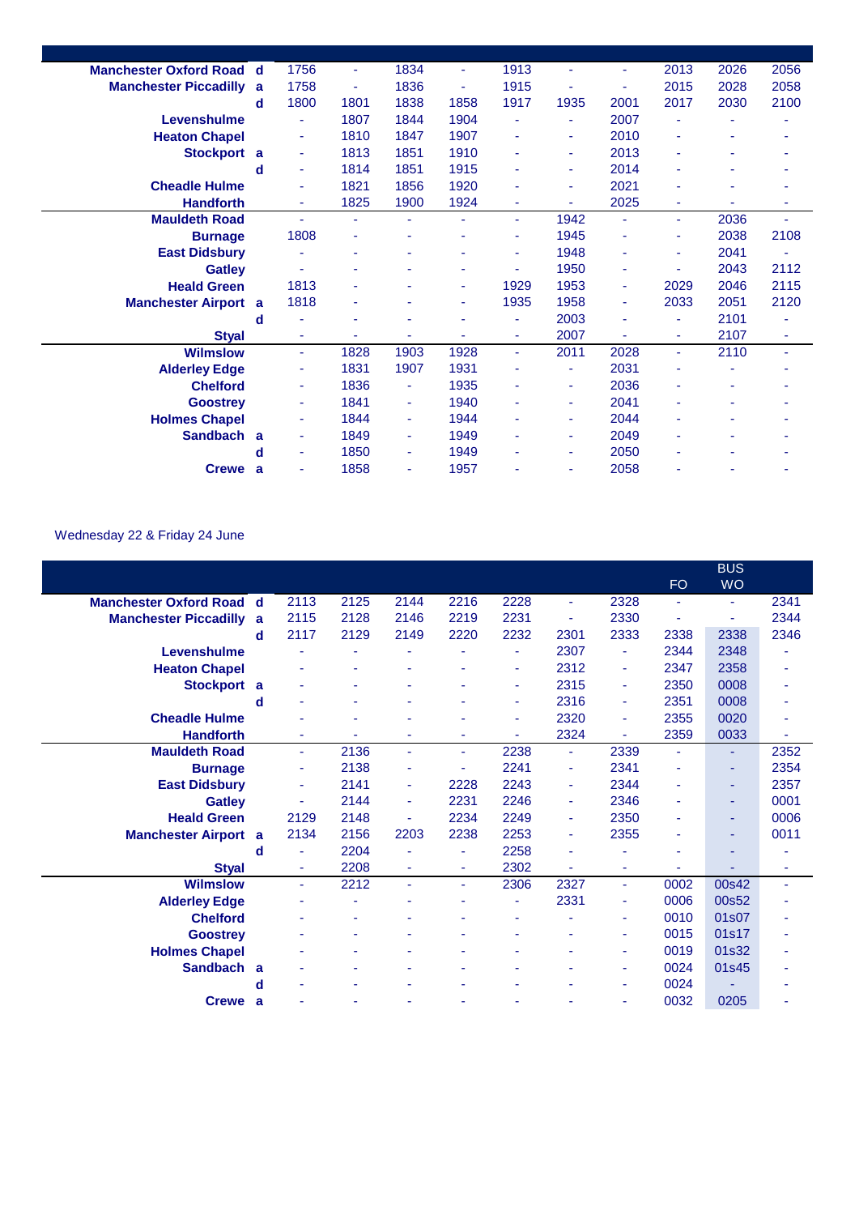| | | | | | | | | | | | |
|---|---|---|---|---|---|---|---|---|---|---|---|
| **Manchester Oxford Road** | **d** | 1756 | - | 1834 | - | 1913 | - | - | 2013 | 2026 | 2056 |
| **Manchester Piccadilly** | **a** | 1758 | - | 1836 | - | 1915 | - | - | 2015 | 2028 | 2058 |
| | **d** | 1800 | 1801 | 1838 | 1858 | 1917 | 1935 | 2001 | 2017 | 2030 | 2100 |
| **Levenshulme** | | - | 1807 | 1844 | 1904 | - | - | 2007 | - | - | - |
| **Heaton Chapel** | | - | 1810 | 1847 | 1907 | - | - | 2010 | - | - | - |
| **Stockport** | **a** | - | 1813 | 1851 | 1910 | - | - | 2013 | - | - | - |
| | **d** | - | 1814 | 1851 | 1915 | - | - | 2014 | - | - | - |
| **Cheadle Hulme** | | - | 1821 | 1856 | 1920 | - | - | 2021 | - | - | - |
| **Handforth** | | - | 1825 | 1900 | 1924 | - | - | 2025 | - | - | - |
| **Mauldeth Road** | | - | - | - | - | - | 1942 | - | - | 2036 | - |
| **Burnage** | | 1808 | - | - | - | - | 1945 | - | - | 2038 | 2108 |
| **East Didsbury** | | - | - | - | - | - | 1948 | - | - | 2041 | - |
| **Gatley** | | - | - | - | - | - | 1950 | - | - | 2043 | 2112 |
| **Heald Green** | | 1813 | - | - | - | 1929 | 1953 | - | 2029 | 2046 | 2115 |
| **Manchester Airport** | **a** | 1818 | - | - | - | 1935 | 1958 | - | 2033 | 2051 | 2120 |
| | **d** | - | - | - | - | - | 2003 | - | - | 2101 | - |
| **Styal** | | - | - | - | - | - | 2007 | - | - | 2107 | - |
| **Wilmslow** | | - | 1828 | 1903 | 1928 | - | 2011 | 2028 | - | 2110 | - |
| **Alderley Edge** | | - | 1831 | 1907 | 1931 | - | - | 2031 | - | - | - |
| **Chelford** | | - | 1836 | - | 1935 | - | - | 2036 | - | - | - |
| **Goostrey** | | - | 1841 | - | 1940 | - | - | 2041 | - | - | - |
| **Holmes Chapel** | | - | 1844 | - | 1944 | - | - | 2044 | - | - | - |
| **Sandbach** | **a** | - | 1849 | - | 1949 | - | - | 2049 | - | - | - |
| | **d** | - | 1850 | - | 1949 | - | - | 2050 | - | - | - |
| **Crewe** | **a** | - | 1858 | - | 1957 | - | - | 2058 | - | - | - |

Wednesday 22 & Friday 24 June

| | | | | | | | | | FO | BUS WO | |
|---|---|---|---|---|---|---|---|---|---|---|---|
| **Manchester Oxford Road** | **d** | 2113 | 2125 | 2144 | 2216 | 2228 | - | 2328 | - | - | 2341 |
| **Manchester Piccadilly** | **a** | 2115 | 2128 | 2146 | 2219 | 2231 | - | 2330 | - | - | 2344 |
| | **d** | 2117 | 2129 | 2149 | 2220 | 2232 | 2301 | 2333 | 2338 | 2338 | 2346 |
| **Levenshulme** | | - | - | - | - | - | 2307 | - | 2344 | 2348 | - |
| **Heaton Chapel** | | - | - | - | - | - | 2312 | - | 2347 | 2358 | - |
| **Stockport** | **a** | - | - | - | - | - | 2315 | - | 2350 | 0008 | - |
| | **d** | - | - | - | - | - | 2316 | - | 2351 | 0008 | - |
| **Cheadle Hulme** | | - | - | - | - | - | 2320 | - | 2355 | 0020 | - |
| **Handforth** | | - | - | - | - | - | 2324 | - | 2359 | 0033 | - |
| **Mauldeth Road** | | - | 2136 | - | - | 2238 | - | 2339 | - | - | 2352 |
| **Burnage** | | - | 2138 | - | - | 2241 | - | 2341 | - | - | 2354 |
| **East Didsbury** | | - | 2141 | - | 2228 | 2243 | - | 2344 | - | - | 2357 |
| **Gatley** | | - | 2144 | - | 2231 | 2246 | - | 2346 | - | - | 0001 |
| **Heald Green** | | 2129 | 2148 | - | 2234 | 2249 | - | 2350 | - | - | 0006 |
| **Manchester Airport** | **a** | 2134 | 2156 | 2203 | 2238 | 2253 | - | 2355 | - | - | 0011 |
| | **d** | - | 2204 | - | - | 2258 | - | - | - | - | - |
| **Styal** | | - | 2208 | - | - | 2302 | - | - | - | - | - |
| **Wilmslow** | | - | 2212 | - | - | 2306 | 2327 | - | 0002 | 00s42 | - |
| **Alderley Edge** | | - | - | - | - | - | 2331 | - | 0006 | 00s52 | - |
| **Chelford** | | - | - | - | - | - | - | - | 0010 | 01s07 | - |
| **Goostrey** | | - | - | - | - | - | - | - | 0015 | 01s17 | - |
| **Holmes Chapel** | | - | - | - | - | - | - | - | 0019 | 01s32 | - |
| **Sandbach** | **a** | - | - | - | - | - | - | - | 0024 | 01s45 | - |
| | **d** | - | - | - | - | - | - | - | 0024 | - | - |
| **Crewe** | **a** | - | - | - | - | - | - | - | 0032 | 0205 | - |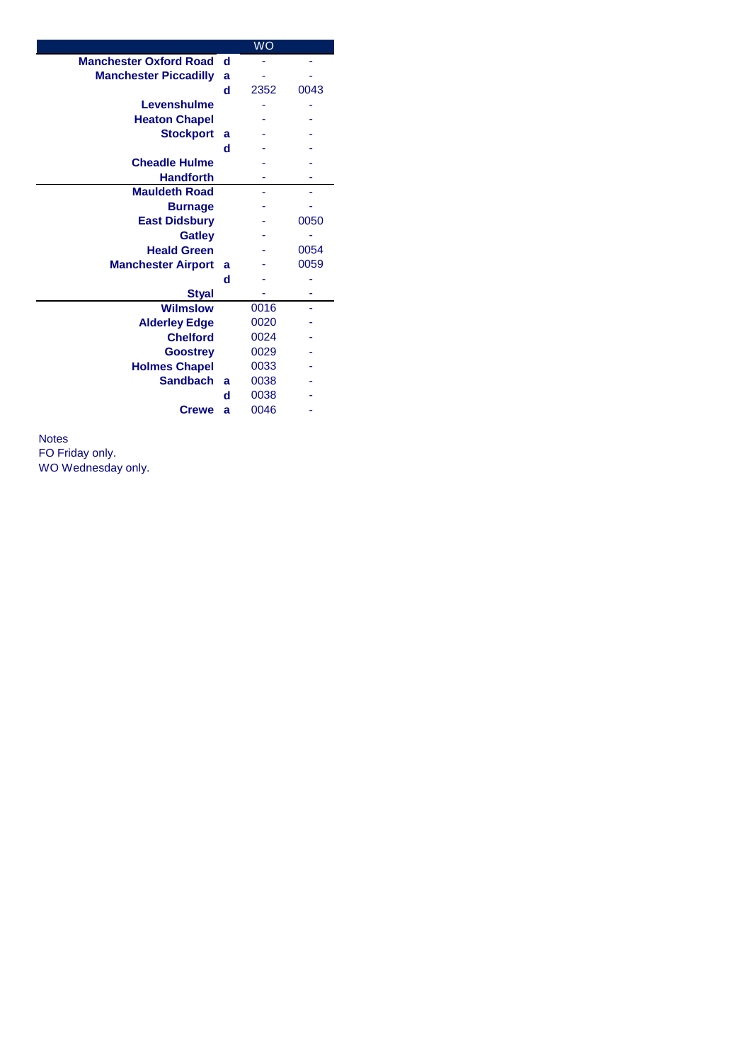| | | WO | |
|---|---|---|---|
| **Manchester Oxford Road** | **d** | - | - |
| **Manchester Piccadilly** | **a** | - | - |
| | **d** | 2352 | 0043 |
| **Levenshulme** | | - | - |
| **Heaton Chapel** | | - | - |
| **Stockport** | **a** | - | - |
| | **d** | - | - |
| **Cheadle Hulme** | | - | - |
| **Handforth** | | - | - |
| **Mauldeth Road** | | - | - |
| **Burnage** | | - | - |
| **East Didsbury** | | - | 0050 |
| **Gatley** | | - | - |
| **Heald Green** | | - | 0054 |
| **Manchester Airport** | **a** | - | 0059 |
| | **d** | - | - |
| **Styal** | | - | - |
| **Wilmslow** | | 0016 | - |
| **Alderley Edge** | | 0020 | - |
| **Chelford** | | 0024 | - |
| **Goostrey** | | 0029 | - |
| **Holmes Chapel** | | 0033 | - |
| **Sandbach** | **a** | 0038 | - |
| | **d** | 0038 | - |
| **Crewe** | **a** | 0046 | - |

Notes
FO Friday only.
WO Wednesday only.